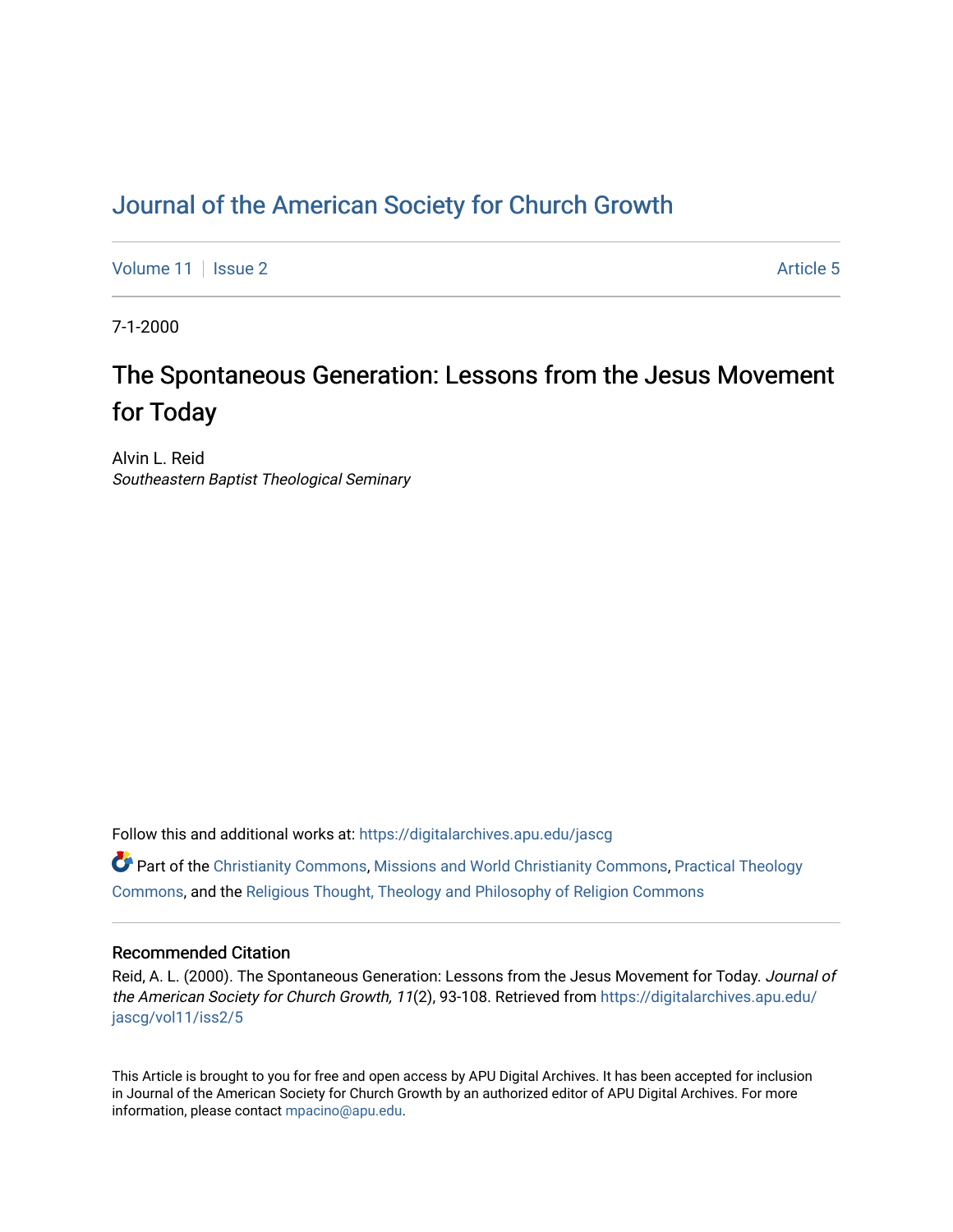# Journal of the American Society for Church Growth

Volume 11 | Issue 2 | Article 5

7-1-2000

## The Spontaneous Generation: Lessons from the Jesus Movement for Today

Alvin L. Reid
*Southeastern Baptist Theological Seminary*

Follow this and additional works at: https://digitalarchives.apu.edu/jascg

Part of the Christianity Commons, Missions and World Christianity Commons, Practical Theology Commons, and the Religious Thought, Theology and Philosophy of Religion Commons

### Recommended Citation

Reid, A. L. (2000). The Spontaneous Generation: Lessons from the Jesus Movement for Today. *Journal of the American Society for Church Growth, 11*(2), 93-108. Retrieved from https://digitalarchives.apu.edu/jascg/vol11/iss2/5

This Article is brought to you for free and open access by APU Digital Archives. It has been accepted for inclusion in Journal of the American Society for Church Growth by an authorized editor of APU Digital Archives. For more information, please contact mpacino@apu.edu.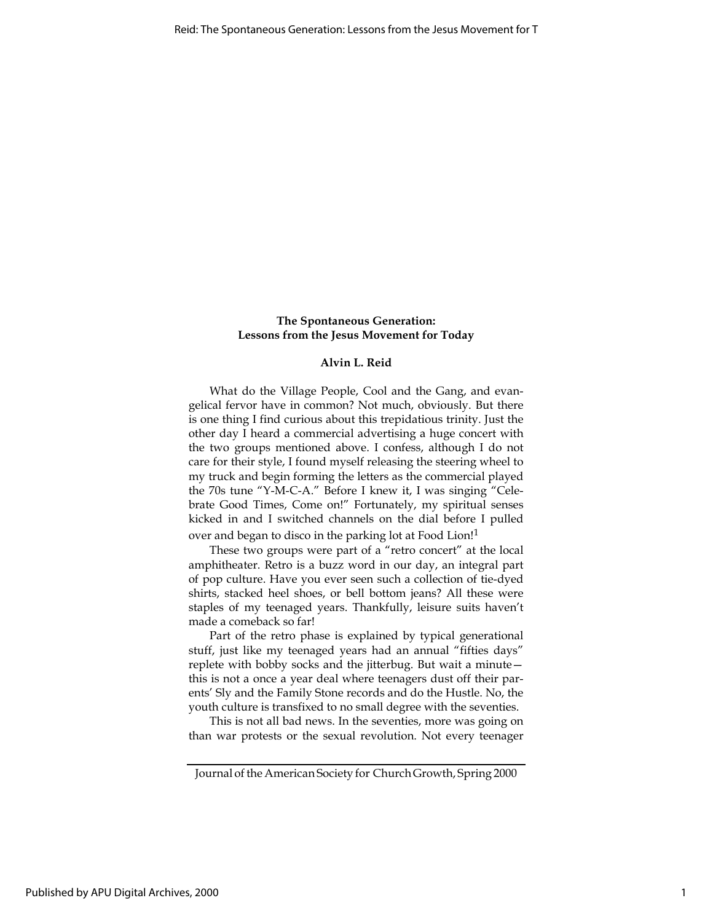**The Spontaneous Generation: Lessons from the Jesus Movement for Today**

**Alvin L. Reid**

What do the Village People, Cool and the Gang, and evangelical fervor have in common? Not much, obviously. But there is one thing I find curious about this trepidatious trinity. Just the other day I heard a commercial advertising a huge concert with the two groups mentioned above. I confess, although I do not care for their style, I found myself releasing the steering wheel to my truck and begin forming the letters as the commercial played the 70s tune "Y-M-C-A." Before I knew it, I was singing "Celebrate Good Times, Come on!" Fortunately, my spiritual senses kicked in and I switched channels on the dial before I pulled over and began to disco in the parking lot at Food Lion![1]

These two groups were part of a "retro concert" at the local amphitheater. Retro is a buzz word in our day, an integral part of pop culture. Have you ever seen such a collection of tie-dyed shirts, stacked heel shoes, or bell bottom jeans? All these were staples of my teenaged years. Thankfully, leisure suits haven't made a comeback so far!

Part of the retro phase is explained by typical generational stuff, just like my teenaged years had an annual "fifties days" replete with bobby socks and the jitterbug. But wait a minute—this is not a once a year deal where teenagers dust off their parents' Sly and the Family Stone records and do the Hustle. No, the youth culture is transfixed to no small degree with the seventies.

This is not all bad news. In the seventies, more was going on than war protests or the sexual revolution. Not every teenager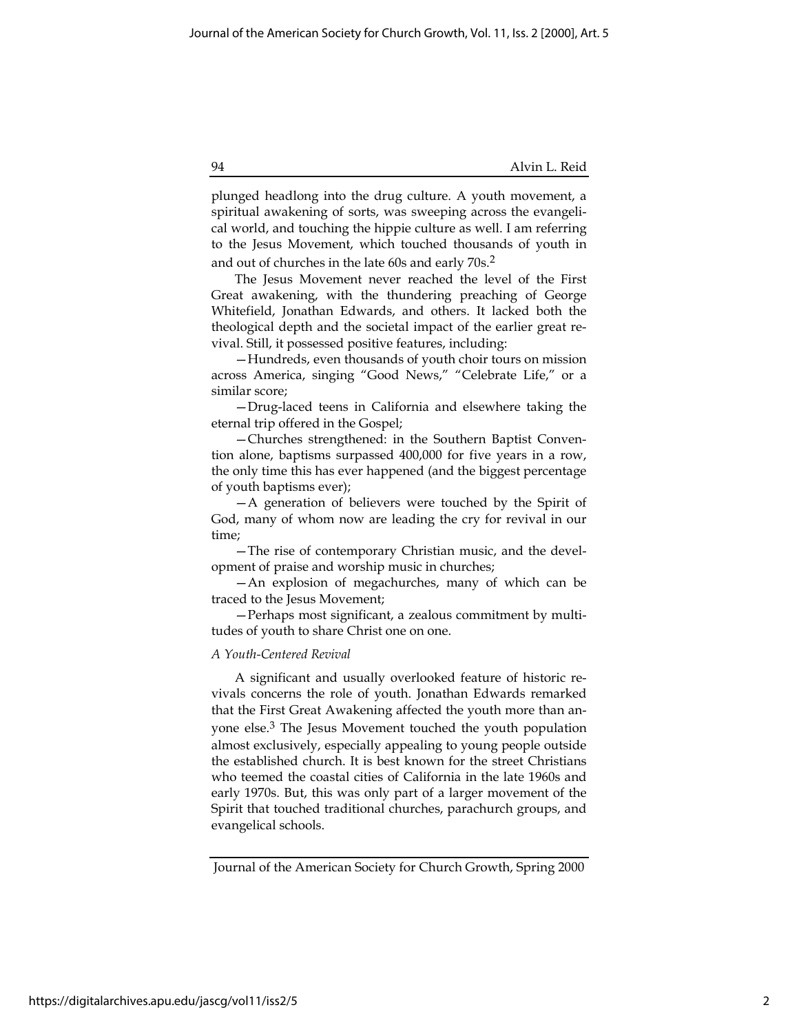plunged headlong into the drug culture. A youth movement, a spiritual awakening of sorts, was sweeping across the evangelical world, and touching the hippie culture as well. I am referring to the Jesus Movement, which touched thousands of youth in and out of churches in the late 60s and early 70s.[2]

The Jesus Movement never reached the level of the First Great awakening, with the thundering preaching of George Whitefield, Jonathan Edwards, and others. It lacked both the theological depth and the societal impact of the earlier great revival. Still, it possessed positive features, including:

—Hundreds, even thousands of youth choir tours on mission across America, singing "Good News," "Celebrate Life," or a similar score;

—Drug-laced teens in California and elsewhere taking the eternal trip offered in the Gospel;

—Churches strengthened: in the Southern Baptist Convention alone, baptisms surpassed 400,000 for five years in a row, the only time this has ever happened (and the biggest percentage of youth baptisms ever);

—A generation of believers were touched by the Spirit of God, many of whom now are leading the cry for revival in our time;

—The rise of contemporary Christian music, and the development of praise and worship music in churches;

—An explosion of megachurches, many of which can be traced to the Jesus Movement;

—Perhaps most significant, a zealous commitment by multitudes of youth to share Christ one on one.

### *A Youth-Centered Revival*

A significant and usually overlooked feature of historic revivals concerns the role of youth. Jonathan Edwards remarked that the First Great Awakening affected the youth more than anyone else.[3] The Jesus Movement touched the youth population almost exclusively, especially appealing to young people outside the established church. It is best known for the street Christians who teemed the coastal cities of California in the late 1960s and early 1970s. But, this was only part of a larger movement of the Spirit that touched traditional churches, parachurch groups, and evangelical schools.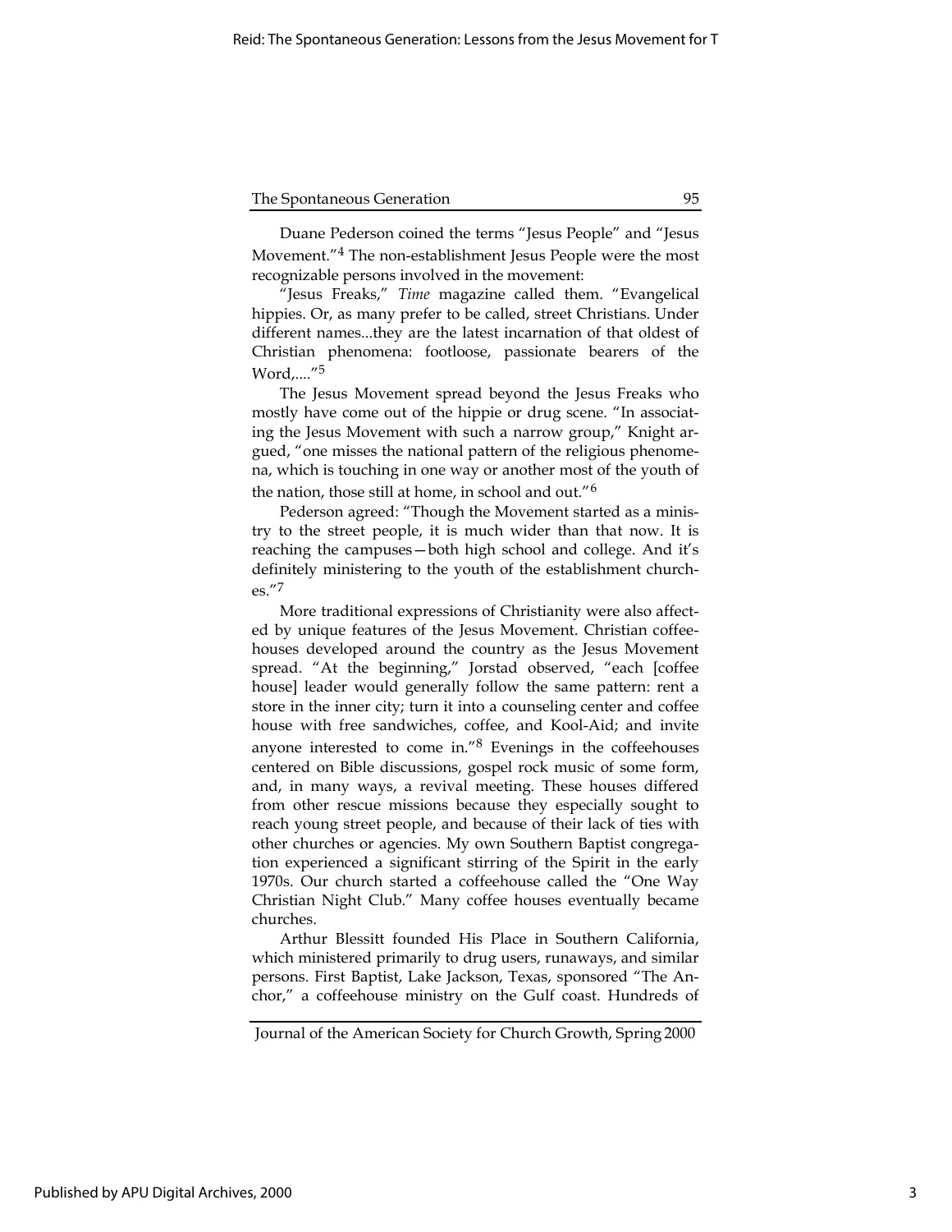Duane Pederson coined the terms "Jesus People" and "Jesus Movement."[4] The non-establishment Jesus People were the most recognizable persons involved in the movement:

"Jesus Freaks," *Time* magazine called them. "Evangelical hippies. Or, as many prefer to be called, street Christians. Under different names...they are the latest incarnation of that oldest of Christian phenomena: footloose, passionate bearers of the Word,...."[5]

The Jesus Movement spread beyond the Jesus Freaks who mostly have come out of the hippie or drug scene. "In associating the Jesus Movement with such a narrow group," Knight argued, "one misses the national pattern of the religious phenomena, which is touching in one way or another most of the youth of the nation, those still at home, in school and out."[6]

Pederson agreed: "Though the Movement started as a ministry to the street people, it is much wider than that now. It is reaching the campuses—both high school and college. And it's definitely ministering to the youth of the establishment churches."[7]

More traditional expressions of Christianity were also affected by unique features of the Jesus Movement. Christian coffeehouses developed around the country as the Jesus Movement spread. "At the beginning," Jorstad observed, "each [coffee house] leader would generally follow the same pattern: rent a store in the inner city; turn it into a counseling center and coffee house with free sandwiches, coffee, and Kool-Aid; and invite anyone interested to come in."[8] Evenings in the coffeehouses centered on Bible discussions, gospel rock music of some form, and, in many ways, a revival meeting. These houses differed from other rescue missions because they especially sought to reach young street people, and because of their lack of ties with other churches or agencies. My own Southern Baptist congregation experienced a significant stirring of the Spirit in the early 1970s. Our church started a coffeehouse called the "One Way Christian Night Club." Many coffee houses eventually became churches.

Arthur Blessitt founded His Place in Southern California, which ministered primarily to drug users, runaways, and similar persons. First Baptist, Lake Jackson, Texas, sponsored "The Anchor," a coffeehouse ministry on the Gulf coast. Hundreds of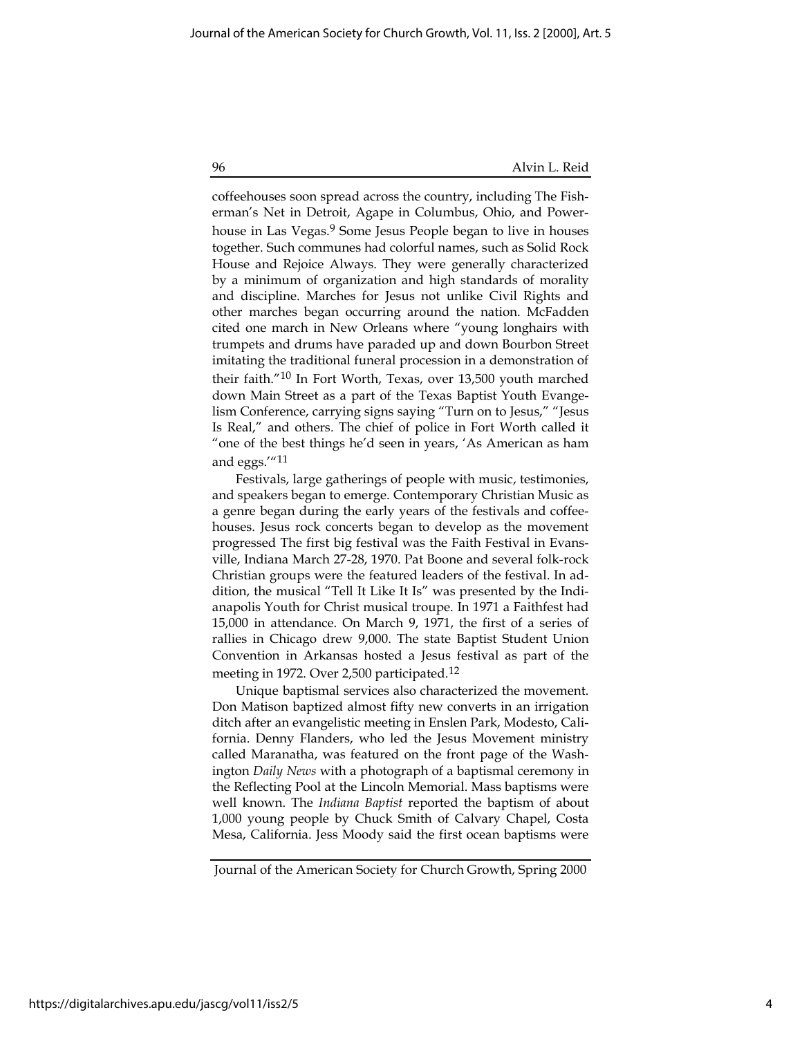coffeehouses soon spread across the country, including The Fisherman's Net in Detroit, Agape in Columbus, Ohio, and Powerhouse in Las Vegas.[9] Some Jesus People began to live in houses together. Such communes had colorful names, such as Solid Rock House and Rejoice Always. They were generally characterized by a minimum of organization and high standards of morality and discipline. Marches for Jesus not unlike Civil Rights and other marches began occurring around the nation. McFadden cited one march in New Orleans where "young longhairs with trumpets and drums have paraded up and down Bourbon Street imitating the traditional funeral procession in a demonstration of their faith."[10] In Fort Worth, Texas, over 13,500 youth marched down Main Street as a part of the Texas Baptist Youth Evangelism Conference, carrying signs saying "Turn on to Jesus," "Jesus Is Real," and others. The chief of police in Fort Worth called it "one of the best things he'd seen in years, 'As American as ham and eggs.'"[11]

Festivals, large gatherings of people with music, testimonies, and speakers began to emerge. Contemporary Christian Music as a genre began during the early years of the festivals and coffeehouses. Jesus rock concerts began to develop as the movement progressed The first big festival was the Faith Festival in Evansville, Indiana March 27-28, 1970. Pat Boone and several folk-rock Christian groups were the featured leaders of the festival. In addition, the musical "Tell It Like It Is" was presented by the Indianapolis Youth for Christ musical troupe. In 1971 a Faithfest had 15,000 in attendance. On March 9, 1971, the first of a series of rallies in Chicago drew 9,000. The state Baptist Student Union Convention in Arkansas hosted a Jesus festival as part of the meeting in 1972. Over 2,500 participated.[12]

Unique baptismal services also characterized the movement. Don Matison baptized almost fifty new converts in an irrigation ditch after an evangelistic meeting in Enslen Park, Modesto, California. Denny Flanders, who led the Jesus Movement ministry called Maranatha, was featured on the front page of the Washington *Daily News* with a photograph of a baptismal ceremony in the Reflecting Pool at the Lincoln Memorial. Mass baptisms were well known. The *Indiana Baptist* reported the baptism of about 1,000 young people by Chuck Smith of Calvary Chapel, Costa Mesa, California. Jess Moody said the first ocean baptisms were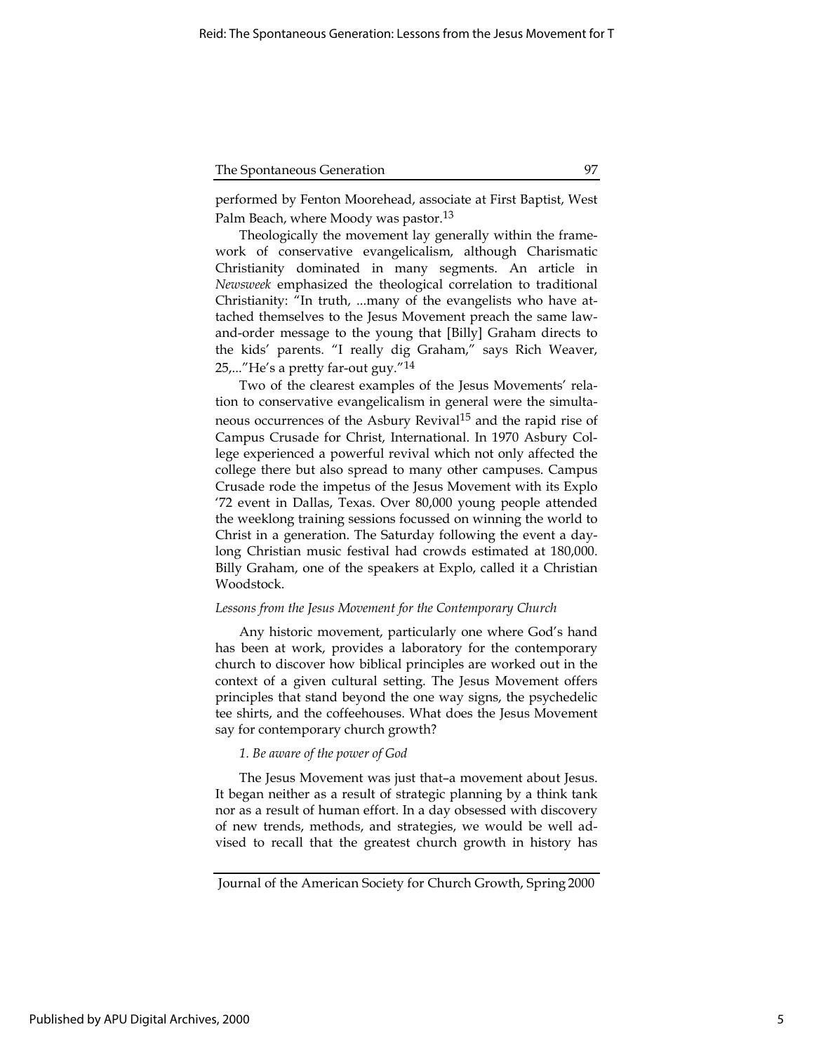performed by Fenton Moorehead, associate at First Baptist, West Palm Beach, where Moody was pastor.[13]

Theologically the movement lay generally within the framework of conservative evangelicalism, although Charismatic Christianity dominated in many segments. An article in *Newsweek* emphasized the theological correlation to traditional Christianity: "In truth, ...many of the evangelists who have attached themselves to the Jesus Movement preach the same law-and-order message to the young that [Billy] Graham directs to the kids' parents. "I really dig Graham," says Rich Weaver, 25,..."He's a pretty far-out guy."[14]

Two of the clearest examples of the Jesus Movements' relation to conservative evangelicalism in general were the simultaneous occurrences of the Asbury Revival[15] and the rapid rise of Campus Crusade for Christ, International. In 1970 Asbury College experienced a powerful revival which not only affected the college there but also spread to many other campuses. Campus Crusade rode the impetus of the Jesus Movement with its Explo '72 event in Dallas, Texas. Over 80,000 young people attended the weeklong training sessions focussed on winning the world to Christ in a generation. The Saturday following the event a daylong Christian music festival had crowds estimated at 180,000. Billy Graham, one of the speakers at Explo, called it a Christian Woodstock.

### *Lessons from the Jesus Movement for the Contemporary Church*

Any historic movement, particularly one where God's hand has been at work, provides a laboratory for the contemporary church to discover how biblical principles are worked out in the context of a given cultural setting. The Jesus Movement offers principles that stand beyond the one way signs, the psychedelic tee shirts, and the coffeehouses. What does the Jesus Movement say for contemporary church growth?

#### *1. Be aware of the power of God*

The Jesus Movement was just that–a movement about Jesus. It began neither as a result of strategic planning by a think tank nor as a result of human effort. In a day obsessed with discovery of new trends, methods, and strategies, we would be well advised to recall that the greatest church growth in history has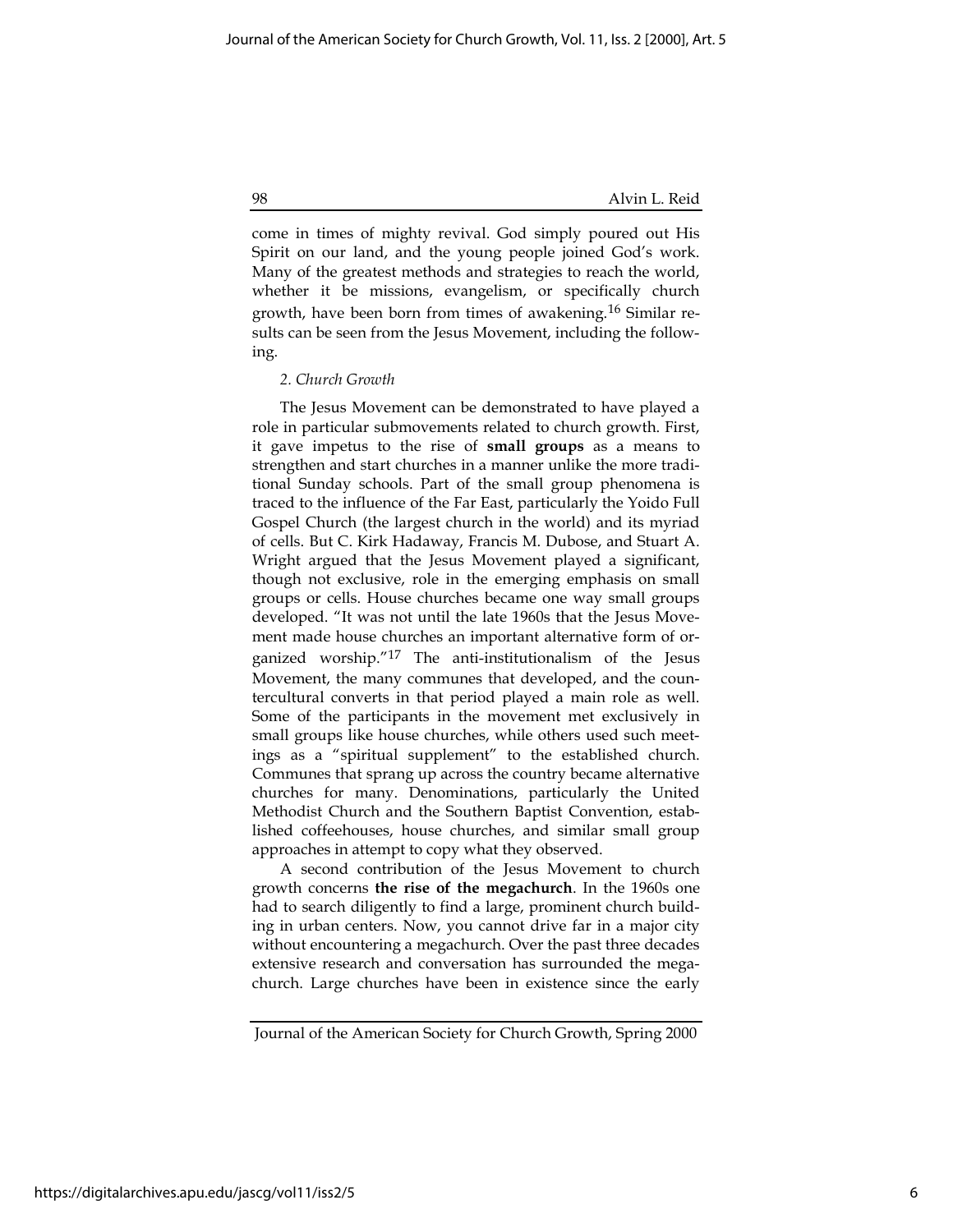come in times of mighty revival. God simply poured out His Spirit on our land, and the young people joined God's work. Many of the greatest methods and strategies to reach the world, whether it be missions, evangelism, or specifically church growth, have been born from times of awakening.[16] Similar results can be seen from the Jesus Movement, including the following.

*2. Church Growth*

The Jesus Movement can be demonstrated to have played a role in particular submovements related to church growth. First, it gave impetus to the rise of **small groups** as a means to strengthen and start churches in a manner unlike the more traditional Sunday schools. Part of the small group phenomena is traced to the influence of the Far East, particularly the Yoido Full Gospel Church (the largest church in the world) and its myriad of cells. But C. Kirk Hadaway, Francis M. Dubose, and Stuart A. Wright argued that the Jesus Movement played a significant, though not exclusive, role in the emerging emphasis on small groups or cells. House churches became one way small groups developed. "It was not until the late 1960s that the Jesus Movement made house churches an important alternative form of organized worship."[17] The anti-institutionalism of the Jesus Movement, the many communes that developed, and the countercultural converts in that period played a main role as well. Some of the participants in the movement met exclusively in small groups like house churches, while others used such meetings as a "spiritual supplement" to the established church. Communes that sprang up across the country became alternative churches for many. Denominations, particularly the United Methodist Church and the Southern Baptist Convention, established coffeehouses, house churches, and similar small group approaches in attempt to copy what they observed.

A second contribution of the Jesus Movement to church growth concerns **the rise of the megachurch**. In the 1960s one had to search diligently to find a large, prominent church building in urban centers. Now, you cannot drive far in a major city without encountering a megachurch. Over the past three decades extensive research and conversation has surrounded the megachurch. Large churches have been in existence since the early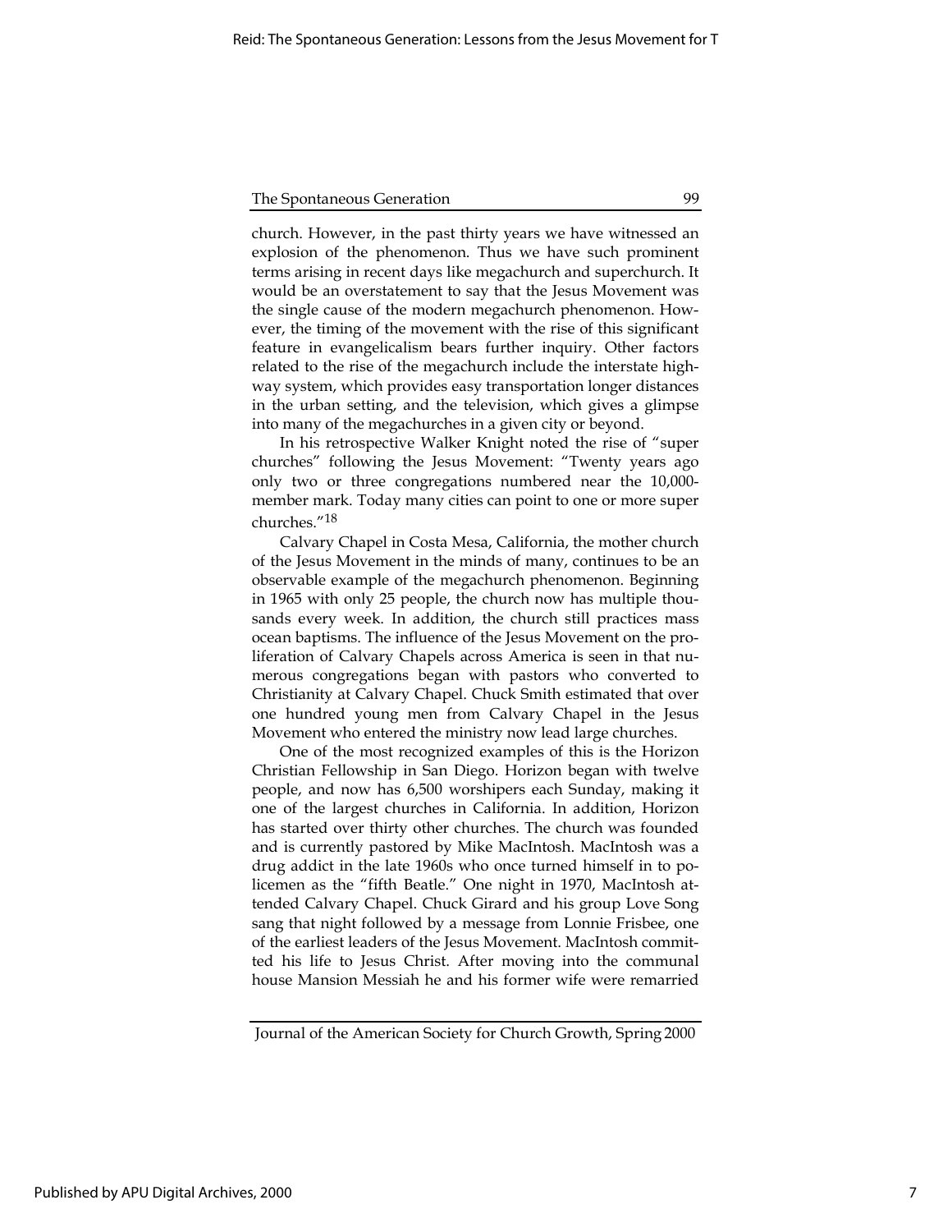church. However, in the past thirty years we have witnessed an explosion of the phenomenon. Thus we have such prominent terms arising in recent days like megachurch and superchurch. It would be an overstatement to say that the Jesus Movement was the single cause of the modern megachurch phenomenon. However, the timing of the movement with the rise of this significant feature in evangelicalism bears further inquiry. Other factors related to the rise of the megachurch include the interstate highway system, which provides easy transportation longer distances in the urban setting, and the television, which gives a glimpse into many of the megachurches in a given city or beyond.

In his retrospective Walker Knight noted the rise of "super churches" following the Jesus Movement: "Twenty years ago only two or three congregations numbered near the 10,000-member mark. Today many cities can point to one or more super churches."[18]

Calvary Chapel in Costa Mesa, California, the mother church of the Jesus Movement in the minds of many, continues to be an observable example of the megachurch phenomenon. Beginning in 1965 with only 25 people, the church now has multiple thousands every week. In addition, the church still practices mass ocean baptisms. The influence of the Jesus Movement on the proliferation of Calvary Chapels across America is seen in that numerous congregations began with pastors who converted to Christianity at Calvary Chapel. Chuck Smith estimated that over one hundred young men from Calvary Chapel in the Jesus Movement who entered the ministry now lead large churches.

One of the most recognized examples of this is the Horizon Christian Fellowship in San Diego. Horizon began with twelve people, and now has 6,500 worshipers each Sunday, making it one of the largest churches in California. In addition, Horizon has started over thirty other churches. The church was founded and is currently pastored by Mike MacIntosh. MacIntosh was a drug addict in the late 1960s who once turned himself in to policemen as the "fifth Beatle." One night in 1970, MacIntosh attended Calvary Chapel. Chuck Girard and his group Love Song sang that night followed by a message from Lonnie Frisbee, one of the earliest leaders of the Jesus Movement. MacIntosh committed his life to Jesus Christ. After moving into the communal house Mansion Messiah he and his former wife were remarried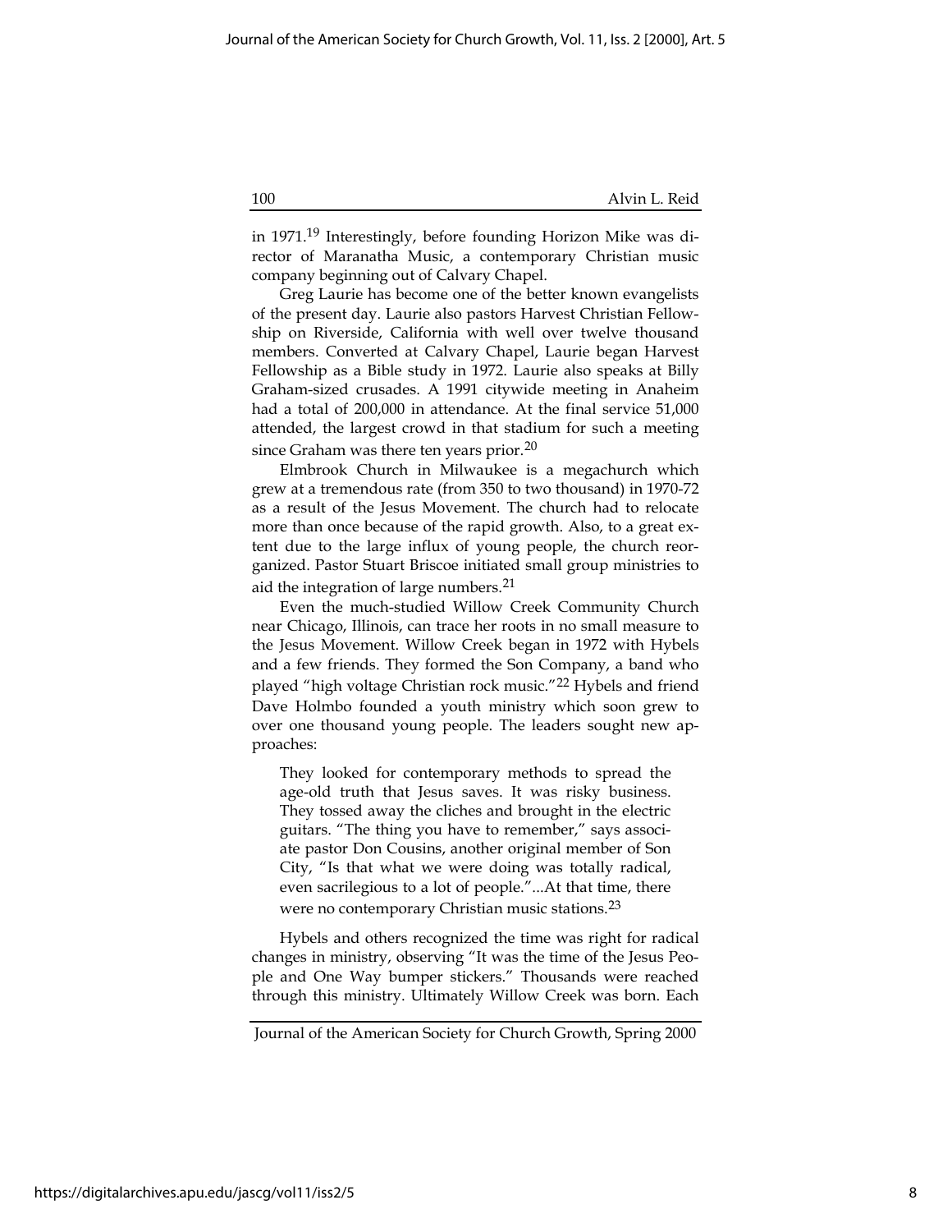in 1971.[19] Interestingly, before founding Horizon Mike was director of Maranatha Music, a contemporary Christian music company beginning out of Calvary Chapel.

Greg Laurie has become one of the better known evangelists of the present day. Laurie also pastors Harvest Christian Fellowship on Riverside, California with well over twelve thousand members. Converted at Calvary Chapel, Laurie began Harvest Fellowship as a Bible study in 1972. Laurie also speaks at Billy Graham-sized crusades. A 1991 citywide meeting in Anaheim had a total of 200,000 in attendance. At the final service 51,000 attended, the largest crowd in that stadium for such a meeting since Graham was there ten years prior.[20]

Elmbrook Church in Milwaukee is a megachurch which grew at a tremendous rate (from 350 to two thousand) in 1970-72 as a result of the Jesus Movement. The church had to relocate more than once because of the rapid growth. Also, to a great extent due to the large influx of young people, the church reorganized. Pastor Stuart Briscoe initiated small group ministries to aid the integration of large numbers.[21]

Even the much-studied Willow Creek Community Church near Chicago, Illinois, can trace her roots in no small measure to the Jesus Movement. Willow Creek began in 1972 with Hybels and a few friends. They formed the Son Company, a band who played "high voltage Christian rock music."[22] Hybels and friend Dave Holmbo founded a youth ministry which soon grew to over one thousand young people. The leaders sought new approaches:

> They looked for contemporary methods to spread the age-old truth that Jesus saves. It was risky business. They tossed away the cliches and brought in the electric guitars. "The thing you have to remember," says associate pastor Don Cousins, another original member of Son City, "Is that what we were doing was totally radical, even sacrilegious to a lot of people."...At that time, there were no contemporary Christian music stations.[23]

Hybels and others recognized the time was right for radical changes in ministry, observing "It was the time of the Jesus People and One Way bumper stickers." Thousands were reached through this ministry. Ultimately Willow Creek was born. Each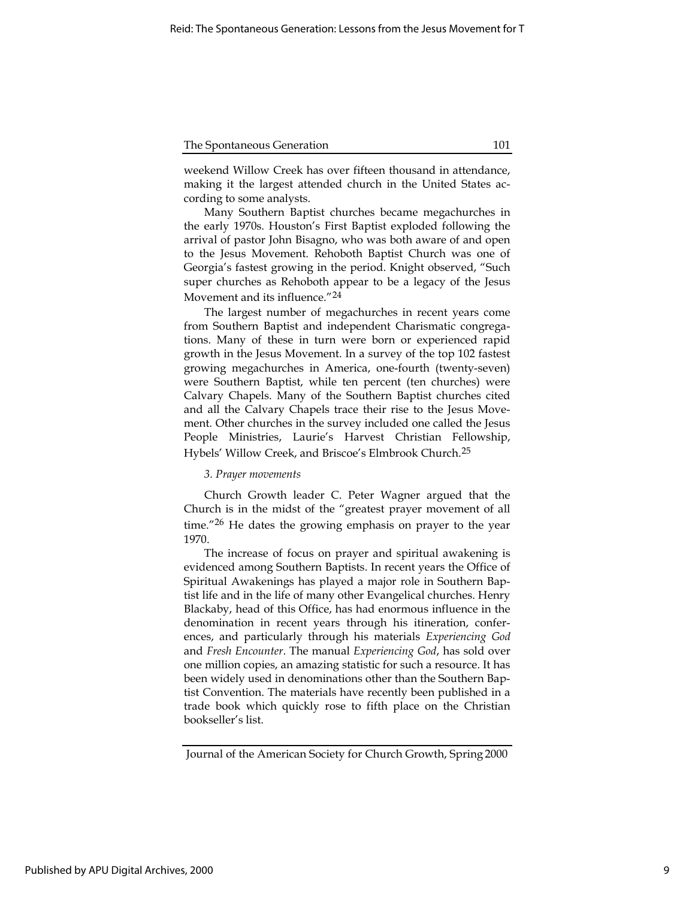weekend Willow Creek has over fifteen thousand in attendance, making it the largest attended church in the United States according to some analysts.

Many Southern Baptist churches became megachurches in the early 1970s. Houston's First Baptist exploded following the arrival of pastor John Bisagno, who was both aware of and open to the Jesus Movement. Rehoboth Baptist Church was one of Georgia's fastest growing in the period. Knight observed, "Such super churches as Rehoboth appear to be a legacy of the Jesus Movement and its influence."[24]

The largest number of megachurches in recent years come from Southern Baptist and independent Charismatic congregations. Many of these in turn were born or experienced rapid growth in the Jesus Movement. In a survey of the top 102 fastest growing megachurches in America, one-fourth (twenty-seven) were Southern Baptist, while ten percent (ten churches) were Calvary Chapels. Many of the Southern Baptist churches cited and all the Calvary Chapels trace their rise to the Jesus Movement. Other churches in the survey included one called the Jesus People Ministries, Laurie's Harvest Christian Fellowship, Hybels' Willow Creek, and Briscoe's Elmbrook Church.[25]

*3. Prayer movements*

Church Growth leader C. Peter Wagner argued that the Church is in the midst of the "greatest prayer movement of all time."[26] He dates the growing emphasis on prayer to the year 1970.

The increase of focus on prayer and spiritual awakening is evidenced among Southern Baptists. In recent years the Office of Spiritual Awakenings has played a major role in Southern Baptist life and in the life of many other Evangelical churches. Henry Blackaby, head of this Office, has had enormous influence in the denomination in recent years through his itineration, conferences, and particularly through his materials *Experiencing God* and *Fresh Encounter*. The manual *Experiencing God*, has sold over one million copies, an amazing statistic for such a resource. It has been widely used in denominations other than the Southern Baptist Convention. The materials have recently been published in a trade book which quickly rose to fifth place on the Christian bookseller's list.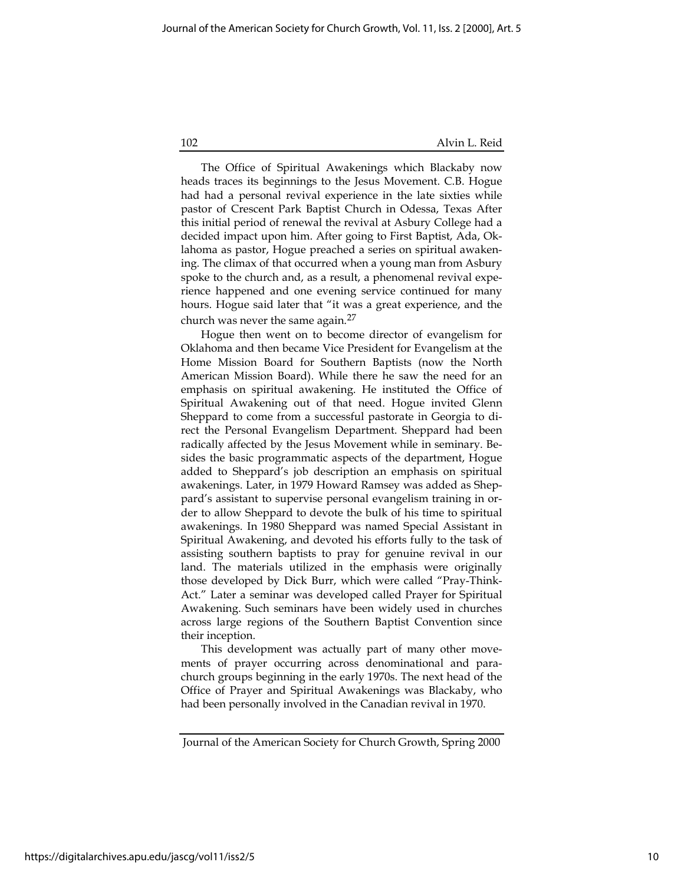The Office of Spiritual Awakenings which Blackaby now heads traces its beginnings to the Jesus Movement. C.B. Hogue had had a personal revival experience in the late sixties while pastor of Crescent Park Baptist Church in Odessa, Texas After this initial period of renewal the revival at Asbury College had a decided impact upon him. After going to First Baptist, Ada, Oklahoma as pastor, Hogue preached a series on spiritual awakening. The climax of that occurred when a young man from Asbury spoke to the church and, as a result, a phenomenal revival experience happened and one evening service continued for many hours. Hogue said later that "it was a great experience, and the church was never the same again.[27]

Hogue then went on to become director of evangelism for Oklahoma and then became Vice President for Evangelism at the Home Mission Board for Southern Baptists (now the North American Mission Board). While there he saw the need for an emphasis on spiritual awakening. He instituted the Office of Spiritual Awakening out of that need. Hogue invited Glenn Sheppard to come from a successful pastorate in Georgia to direct the Personal Evangelism Department. Sheppard had been radically affected by the Jesus Movement while in seminary. Besides the basic programmatic aspects of the department, Hogue added to Sheppard's job description an emphasis on spiritual awakenings. Later, in 1979 Howard Ramsey was added as Sheppard's assistant to supervise personal evangelism training in order to allow Sheppard to devote the bulk of his time to spiritual awakenings. In 1980 Sheppard was named Special Assistant in Spiritual Awakening, and devoted his efforts fully to the task of assisting southern baptists to pray for genuine revival in our land. The materials utilized in the emphasis were originally those developed by Dick Burr, which were called "Pray-Think-Act." Later a seminar was developed called Prayer for Spiritual Awakening. Such seminars have been widely used in churches across large regions of the Southern Baptist Convention since their inception.

This development was actually part of many other movements of prayer occurring across denominational and parachurch groups beginning in the early 1970s. The next head of the Office of Prayer and Spiritual Awakenings was Blackaby, who had been personally involved in the Canadian revival in 1970.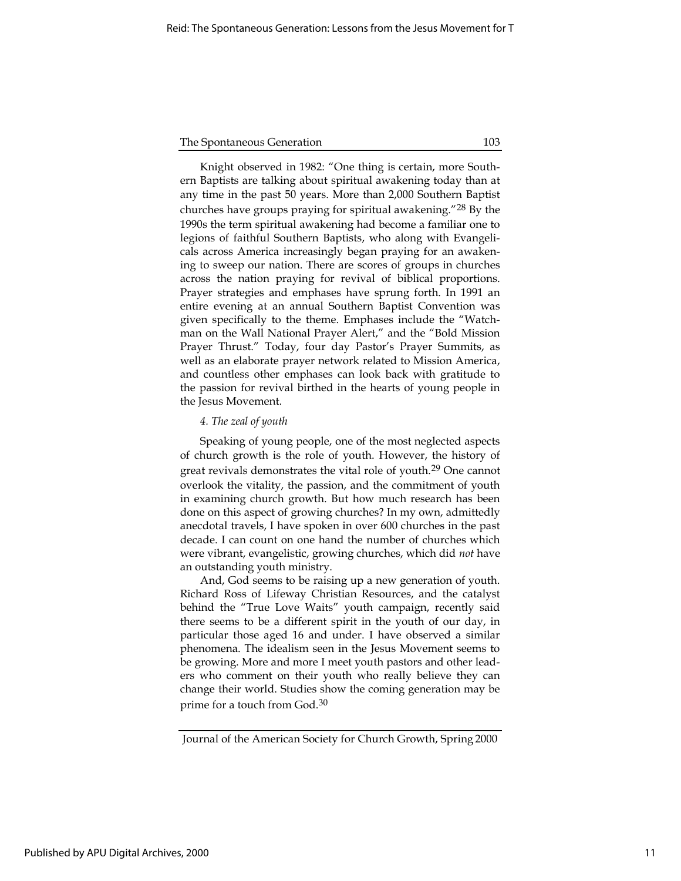Knight observed in 1982: "One thing is certain, more Southern Baptists are talking about spiritual awakening today than at any time in the past 50 years. More than 2,000 Southern Baptist churches have groups praying for spiritual awakening."[28] By the 1990s the term spiritual awakening had become a familiar one to legions of faithful Southern Baptists, who along with Evangelicals across America increasingly began praying for an awakening to sweep our nation. There are scores of groups in churches across the nation praying for revival of biblical proportions. Prayer strategies and emphases have sprung forth. In 1991 an entire evening at an annual Southern Baptist Convention was given specifically to the theme. Emphases include the "Watchman on the Wall National Prayer Alert," and the "Bold Mission Prayer Thrust." Today, four day Pastor's Prayer Summits, as well as an elaborate prayer network related to Mission America, and countless other emphases can look back with gratitude to the passion for revival birthed in the hearts of young people in the Jesus Movement.

*4. The zeal of youth*

Speaking of young people, one of the most neglected aspects of church growth is the role of youth. However, the history of great revivals demonstrates the vital role of youth.[29] One cannot overlook the vitality, the passion, and the commitment of youth in examining church growth. But how much research has been done on this aspect of growing churches? In my own, admittedly anecdotal travels, I have spoken in over 600 churches in the past decade. I can count on one hand the number of churches which were vibrant, evangelistic, growing churches, which did *not* have an outstanding youth ministry.

And, God seems to be raising up a new generation of youth. Richard Ross of Lifeway Christian Resources, and the catalyst behind the "True Love Waits" youth campaign, recently said there seems to be a different spirit in the youth of our day, in particular those aged 16 and under. I have observed a similar phenomena. The idealism seen in the Jesus Movement seems to be growing. More and more I meet youth pastors and other leaders who comment on their youth who really believe they can change their world. Studies show the coming generation may be prime for a touch from God.[30]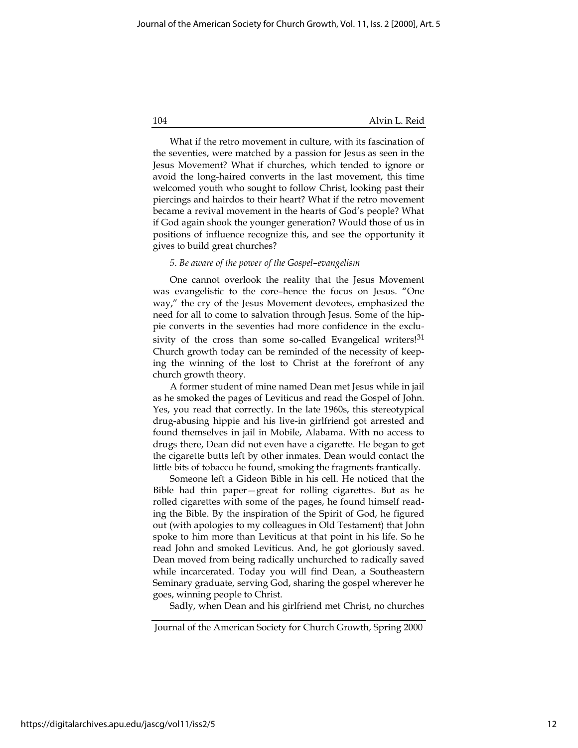What if the retro movement in culture, with its fascination of the seventies, were matched by a passion for Jesus as seen in the Jesus Movement? What if churches, which tended to ignore or avoid the long-haired converts in the last movement, this time welcomed youth who sought to follow Christ, looking past their piercings and hairdos to their heart? What if the retro movement became a revival movement in the hearts of God's people? What if God again shook the younger generation? Would those of us in positions of influence recognize this, and see the opportunity it gives to build great churches?

*5. Be aware of the power of the Gospel–evangelism*

One cannot overlook the reality that the Jesus Movement was evangelistic to the core–hence the focus on Jesus. "One way," the cry of the Jesus Movement devotees, emphasized the need for all to come to salvation through Jesus. Some of the hippie converts in the seventies had more confidence in the exclusivity of the cross than some so-called Evangelical writers![31] Church growth today can be reminded of the necessity of keeping the winning of the lost to Christ at the forefront of any church growth theory.

A former student of mine named Dean met Jesus while in jail as he smoked the pages of Leviticus and read the Gospel of John. Yes, you read that correctly. In the late 1960s, this stereotypical drug-abusing hippie and his live-in girlfriend got arrested and found themselves in jail in Mobile, Alabama. With no access to drugs there, Dean did not even have a cigarette. He began to get the cigarette butts left by other inmates. Dean would contact the little bits of tobacco he found, smoking the fragments frantically.

Someone left a Gideon Bible in his cell. He noticed that the Bible had thin paper—great for rolling cigarettes. But as he rolled cigarettes with some of the pages, he found himself reading the Bible. By the inspiration of the Spirit of God, he figured out (with apologies to my colleagues in Old Testament) that John spoke to him more than Leviticus at that point in his life. So he read John and smoked Leviticus. And, he got gloriously saved. Dean moved from being radically unchurched to radically saved while incarcerated. Today you will find Dean, a Southeastern Seminary graduate, serving God, sharing the gospel wherever he goes, winning people to Christ.

Sadly, when Dean and his girlfriend met Christ, no churches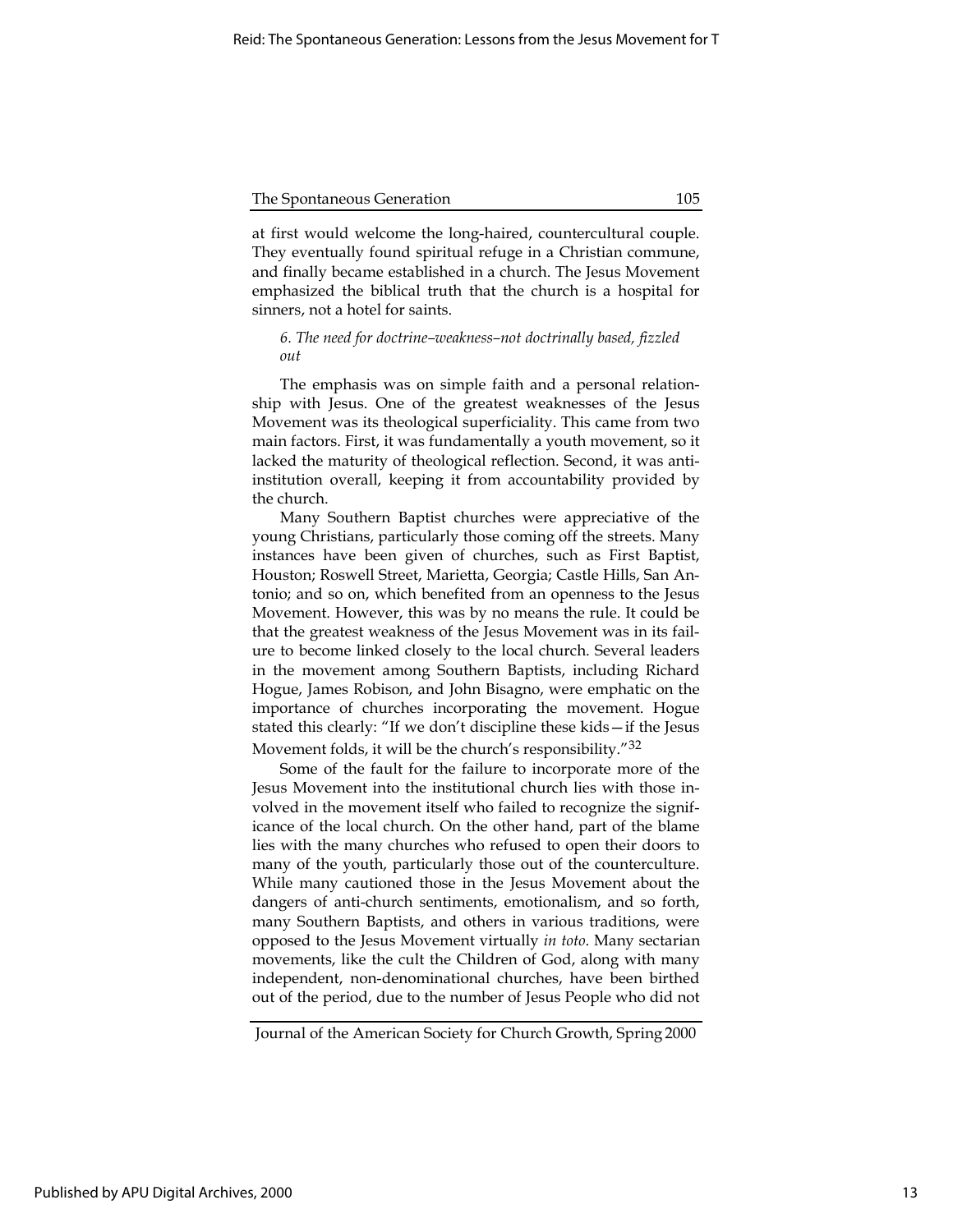at first would welcome the long-haired, countercultural couple. They eventually found spiritual refuge in a Christian commune, and finally became established in a church. The Jesus Movement emphasized the biblical truth that the church is a hospital for sinners, not a hotel for saints.

*6. The need for doctrine–weakness–not doctrinally based, fizzled out*

The emphasis was on simple faith and a personal relationship with Jesus. One of the greatest weaknesses of the Jesus Movement was its theological superficiality. This came from two main factors. First, it was fundamentally a youth movement, so it lacked the maturity of theological reflection. Second, it was anti-institution overall, keeping it from accountability provided by the church.

Many Southern Baptist churches were appreciative of the young Christians, particularly those coming off the streets. Many instances have been given of churches, such as First Baptist, Houston; Roswell Street, Marietta, Georgia; Castle Hills, San Antonio; and so on, which benefited from an openness to the Jesus Movement. However, this was by no means the rule. It could be that the greatest weakness of the Jesus Movement was in its failure to become linked closely to the local church. Several leaders in the movement among Southern Baptists, including Richard Hogue, James Robison, and John Bisagno, were emphatic on the importance of churches incorporating the movement. Hogue stated this clearly: "If we don't discipline these kids—if the Jesus Movement folds, it will be the church's responsibility."[32]

Some of the fault for the failure to incorporate more of the Jesus Movement into the institutional church lies with those involved in the movement itself who failed to recognize the significance of the local church. On the other hand, part of the blame lies with the many churches who refused to open their doors to many of the youth, particularly those out of the counterculture. While many cautioned those in the Jesus Movement about the dangers of anti-church sentiments, emotionalism, and so forth, many Southern Baptists, and others in various traditions, were opposed to the Jesus Movement virtually *in toto*. Many sectarian movements, like the cult the Children of God, along with many independent, non-denominational churches, have been birthed out of the period, due to the number of Jesus People who did not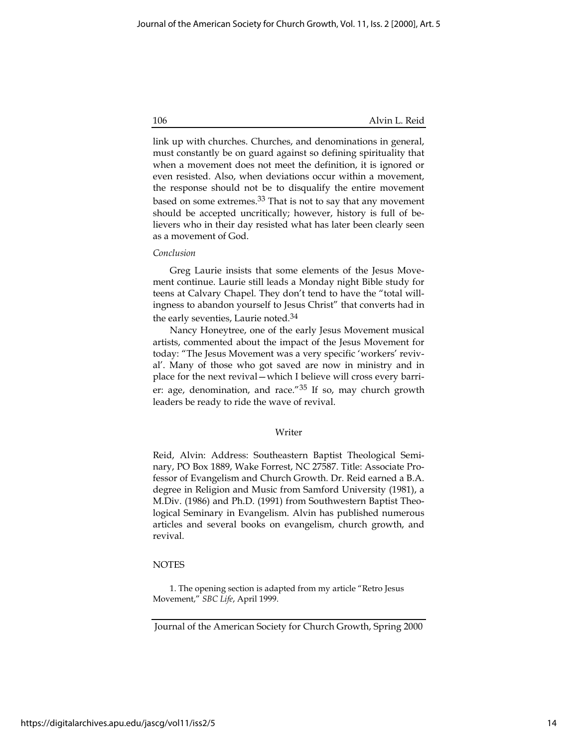link up with churches. Churches, and denominations in general, must constantly be on guard against so defining spirituality that when a movement does not meet the definition, it is ignored or even resisted. Also, when deviations occur within a movement, the response should not be to disqualify the entire movement based on some extremes.[33] That is not to say that any movement should be accepted uncritically; however, history is full of believers who in their day resisted what has later been clearly seen as a movement of God.

*Conclusion*

Greg Laurie insists that some elements of the Jesus Movement continue. Laurie still leads a Monday night Bible study for teens at Calvary Chapel. They don't tend to have the "total willingness to abandon yourself to Jesus Christ" that converts had in the early seventies, Laurie noted.[34]

Nancy Honeytree, one of the early Jesus Movement musical artists, commented about the impact of the Jesus Movement for today: "The Jesus Movement was a very specific 'workers' revival'. Many of those who got saved are now in ministry and in place for the next revival—which I believe will cross every barrier: age, denomination, and race."[35] If so, may church growth leaders be ready to ride the wave of revival.

## Writer

Reid, Alvin: Address: Southeastern Baptist Theological Seminary, PO Box 1889, Wake Forrest, NC 27587. Title: Associate Professor of Evangelism and Church Growth. Dr. Reid earned a B.A. degree in Religion and Music from Samford University (1981), a M.Div. (1986) and Ph.D. (1991) from Southwestern Baptist Theological Seminary in Evangelism. Alvin has published numerous articles and several books on evangelism, church growth, and revival.

## NOTES

1. The opening section is adapted from my article "Retro Jesus Movement," *SBC Life*, April 1999.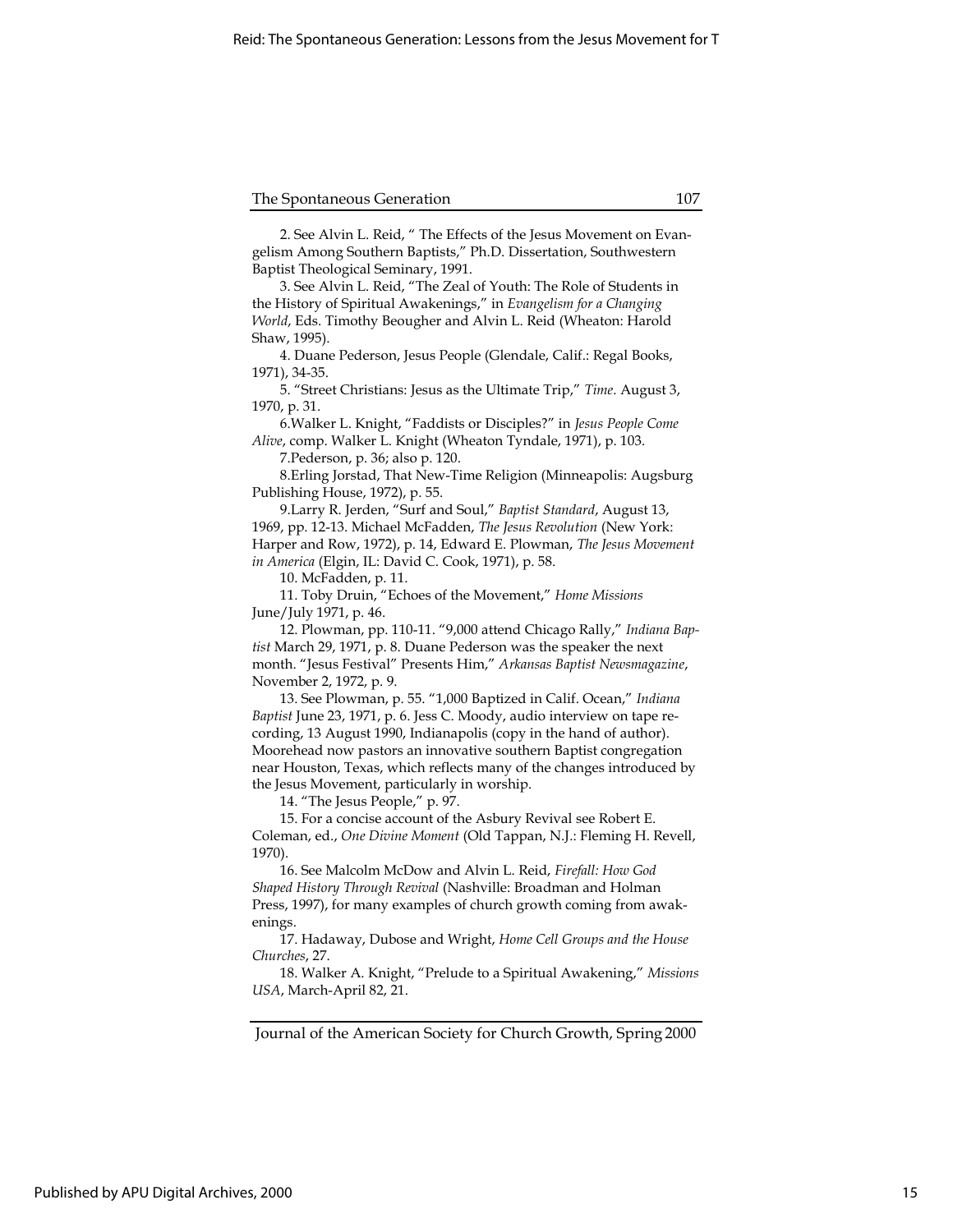2. See Alvin L. Reid, " The Effects of the Jesus Movement on Evangelism Among Southern Baptists," Ph.D. Dissertation, Southwestern Baptist Theological Seminary, 1991.

3. See Alvin L. Reid, "The Zeal of Youth: The Role of Students in the History of Spiritual Awakenings," in *Evangelism for a Changing World*, Eds. Timothy Beougher and Alvin L. Reid (Wheaton: Harold Shaw, 1995).

4. Duane Pederson, Jesus People (Glendale, Calif.: Regal Books, 1971), 34-35.

5. "Street Christians: Jesus as the Ultimate Trip," *Time*. August 3, 1970, p. 31.

6.Walker L. Knight, "Faddists or Disciples?" in *Jesus People Come Alive*, comp. Walker L. Knight (Wheaton Tyndale, 1971), p. 103.

7.Pederson, p. 36; also p. 120.

8.Erling Jorstad, That New-Time Religion (Minneapolis: Augsburg Publishing House, 1972), p. 55.

9.Larry R. Jerden, "Surf and Soul," *Baptist Standard*, August 13, 1969, pp. 12-13. Michael McFadden, *The Jesus Revolution* (New York: Harper and Row, 1972), p. 14, Edward E. Plowman, *The Jesus Movement in America* (Elgin, IL: David C. Cook, 1971), p. 58.

10. McFadden, p. 11.

11. Toby Druin, "Echoes of the Movement," *Home Missions* June/July 1971, p. 46.

12. Plowman, pp. 110-11. "9,000 attend Chicago Rally," *Indiana Baptist* March 29, 1971, p. 8. Duane Pederson was the speaker the next month. "Jesus Festival" Presents Him," *Arkansas Baptist Newsmagazine*, November 2, 1972, p. 9.

13. See Plowman, p. 55. "1,000 Baptized in Calif. Ocean," *Indiana Baptist* June 23, 1971, p. 6. Jess C. Moody, audio interview on tape recording, 13 August 1990, Indianapolis (copy in the hand of author). Moorehead now pastors an innovative southern Baptist congregation near Houston, Texas, which reflects many of the changes introduced by the Jesus Movement, particularly in worship.

14. "The Jesus People," p. 97.

15. For a concise account of the Asbury Revival see Robert E. Coleman, ed., *One Divine Moment* (Old Tappan, N.J.: Fleming H. Revell, 1970).

16. See Malcolm McDow and Alvin L. Reid, *Firefall: How God Shaped History Through Revival* (Nashville: Broadman and Holman Press, 1997), for many examples of church growth coming from awakenings.

17. Hadaway, Dubose and Wright, *Home Cell Groups and the House Churches*, 27.

18. Walker A. Knight, "Prelude to a Spiritual Awakening," *Missions USA*, March-April 82, 21.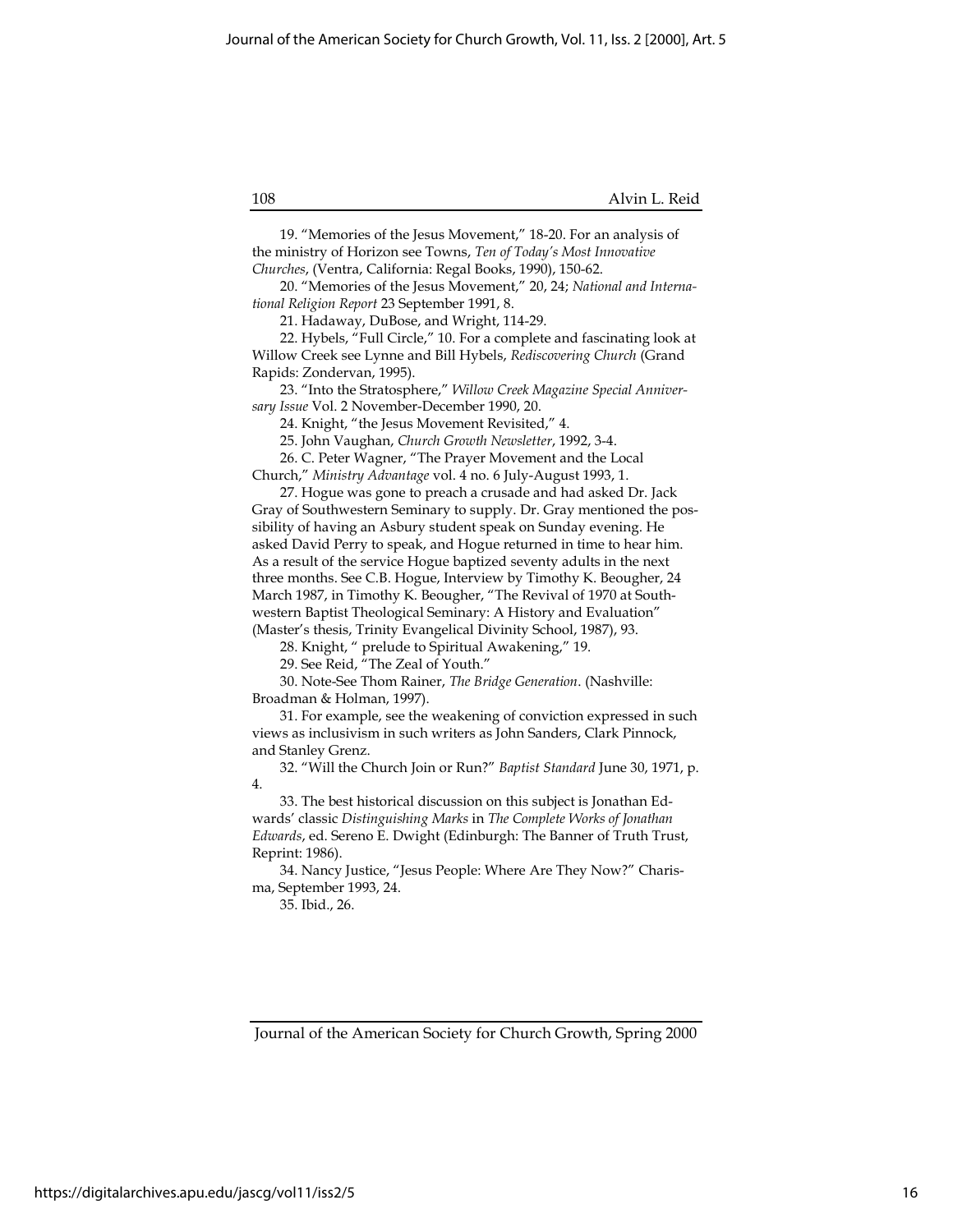19. "Memories of the Jesus Movement," 18-20. For an analysis of the ministry of Horizon see Towns, *Ten of Today's Most Innovative Churches*, (Ventra, California: Regal Books, 1990), 150-62.

20. "Memories of the Jesus Movement," 20, 24; *National and International Religion Report* 23 September 1991, 8.

21. Hadaway, DuBose, and Wright, 114-29.

22. Hybels, "Full Circle," 10. For a complete and fascinating look at Willow Creek see Lynne and Bill Hybels, *Rediscovering Church* (Grand Rapids: Zondervan, 1995).

23. "Into the Stratosphere," *Willow Creek Magazine Special Anniversary Issue* Vol. 2 November-December 1990, 20.

24. Knight, "the Jesus Movement Revisited," 4.

25. John Vaughan, *Church Growth Newsletter*, 1992, 3-4.

26. C. Peter Wagner, "The Prayer Movement and the Local Church," *Ministry Advantage* vol. 4 no. 6 July-August 1993, 1.

27. Hogue was gone to preach a crusade and had asked Dr. Jack Gray of Southwestern Seminary to supply. Dr. Gray mentioned the possibility of having an Asbury student speak on Sunday evening. He asked David Perry to speak, and Hogue returned in time to hear him. As a result of the service Hogue baptized seventy adults in the next three months. See C.B. Hogue, Interview by Timothy K. Beougher, 24 March 1987, in Timothy K. Beougher, "The Revival of 1970 at Southwestern Baptist Theological Seminary: A History and Evaluation" (Master's thesis, Trinity Evangelical Divinity School, 1987), 93.

28. Knight, " prelude to Spiritual Awakening," 19.

29. See Reid, "The Zeal of Youth."

30. Note-See Thom Rainer, *The Bridge Generation*. (Nashville: Broadman & Holman, 1997).

31. For example, see the weakening of conviction expressed in such views as inclusivism in such writers as John Sanders, Clark Pinnock, and Stanley Grenz.

32. "Will the Church Join or Run?" *Baptist Standard* June 30, 1971, p. 4.

33. The best historical discussion on this subject is Jonathan Edwards' classic *Distinguishing Marks* in *The Complete Works of Jonathan Edwards*, ed. Sereno E. Dwight (Edinburgh: The Banner of Truth Trust, Reprint: 1986).

34. Nancy Justice, "Jesus People: Where Are They Now?" Charisma, September 1993, 24.

35. Ibid., 26.